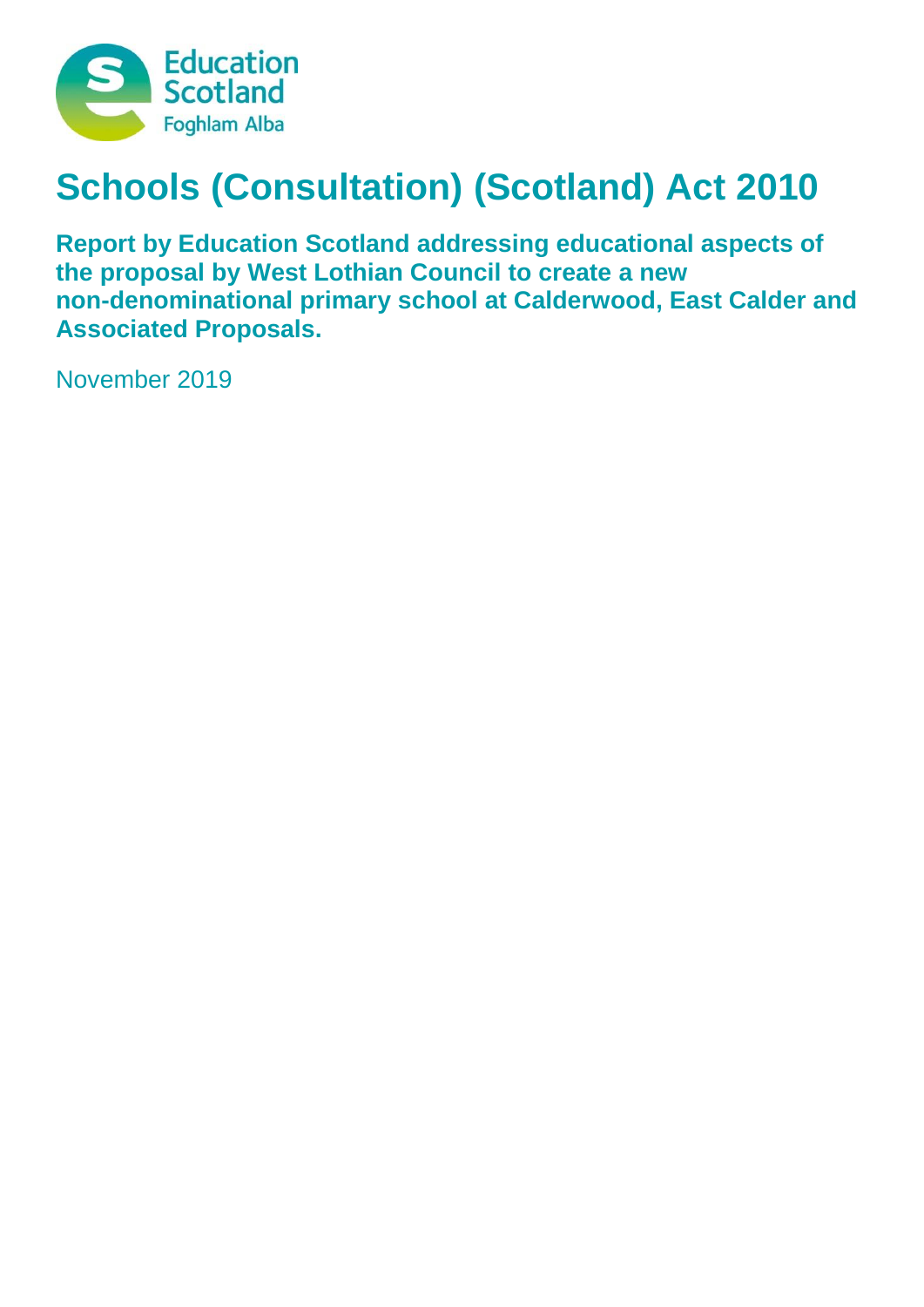Education Scotland
Foghlam Alba

# Schools (Consultation) (Scotland) Act 2010

**Report by Education Scotland addressing educational aspects of the proposal by West Lothian Council to create a new non-denominational primary school at Calderwood, East Calder and Associated Proposals.**

November 2019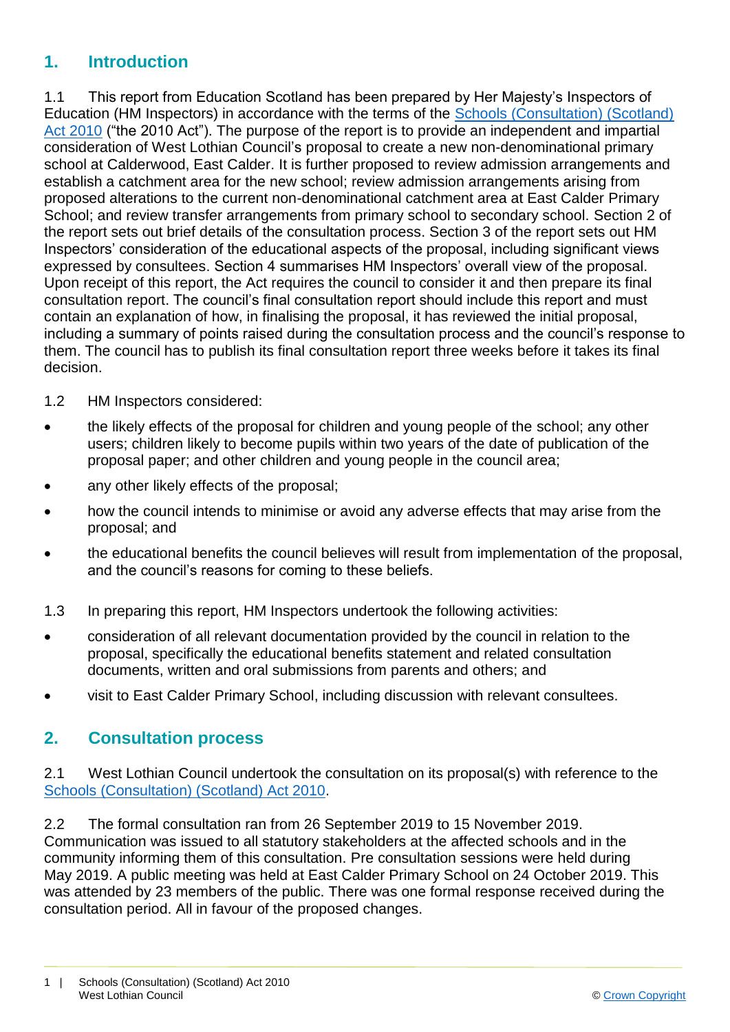## 1. Introduction

1.1 This report from Education Scotland has been prepared by Her Majesty's Inspectors of Education (HM Inspectors) in accordance with the terms of the [Schools (Consultation) (Scotland) Act 2010](Schools (Consultation) (Scotland) Act 2010) ("the 2010 Act"). The purpose of the report is to provide an independent and impartial consideration of West Lothian Council's proposal to create a new non-denominational primary school at Calderwood, East Calder. It is further proposed to review admission arrangements and establish a catchment area for the new school; review admission arrangements arising from proposed alterations to the current non-denominational catchment area at East Calder Primary School; and review transfer arrangements from primary school to secondary school. Section 2 of the report sets out brief details of the consultation process. Section 3 of the report sets out HM Inspectors' consideration of the educational aspects of the proposal, including significant views expressed by consultees. Section 4 summarises HM Inspectors' overall view of the proposal. Upon receipt of this report, the Act requires the council to consider it and then prepare its final consultation report. The council's final consultation report should include this report and must contain an explanation of how, in finalising the proposal, it has reviewed the initial proposal, including a summary of points raised during the consultation process and the council's response to them. The council has to publish its final consultation report three weeks before it takes its final decision.

1.2 HM Inspectors considered:

- the likely effects of the proposal for children and young people of the school; any other users; children likely to become pupils within two years of the date of publication of the proposal paper; and other children and young people in the council area;
- any other likely effects of the proposal;
- how the council intends to minimise or avoid any adverse effects that may arise from the proposal; and
- the educational benefits the council believes will result from implementation of the proposal, and the council's reasons for coming to these beliefs.

1.3 In preparing this report, HM Inspectors undertook the following activities:

- consideration of all relevant documentation provided by the council in relation to the proposal, specifically the educational benefits statement and related consultation documents, written and oral submissions from parents and others; and
- visit to East Calder Primary School, including discussion with relevant consultees.

## 2. Consultation process

2.1 West Lothian Council undertook the consultation on its proposal(s) with reference to the [Schools (Consultation) (Scotland) Act 2010](Schools (Consultation) (Scotland) Act 2010).

2.2 The formal consultation ran from 26 September 2019 to 15 November 2019. Communication was issued to all statutory stakeholders at the affected schools and in the community informing them of this consultation. Pre consultation sessions were held during May 2019. A public meeting was held at East Calder Primary School on 24 October 2019. This was attended by 23 members of the public. There was one formal response received during the consultation period. All in favour of the proposed changes.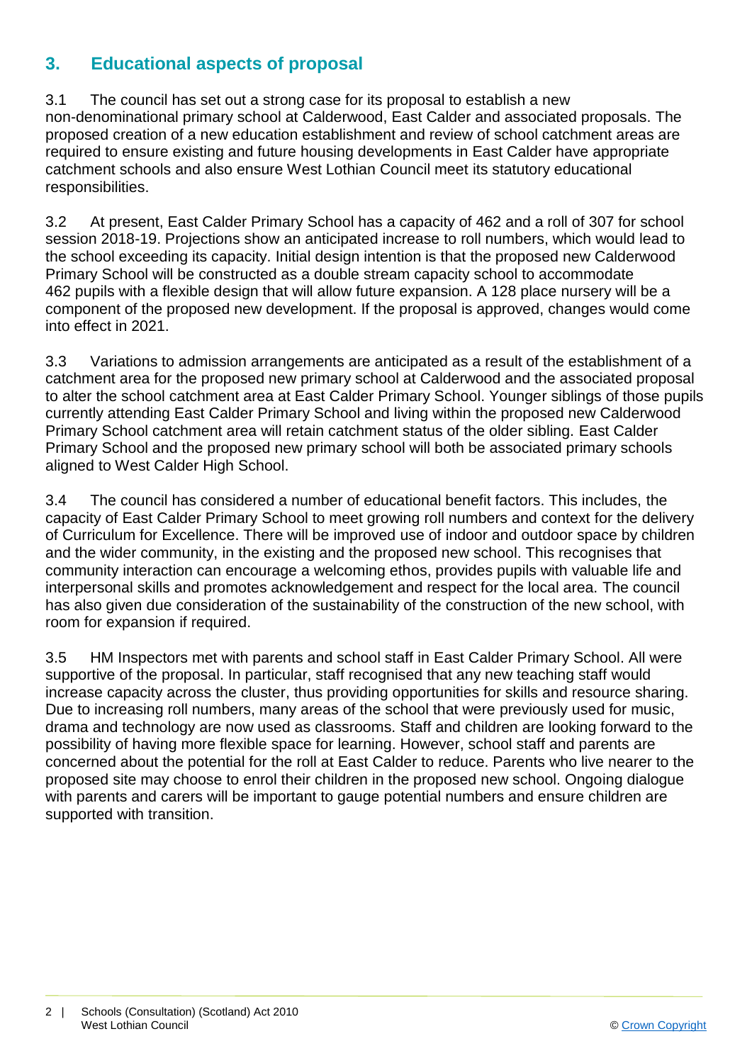## 3. Educational aspects of proposal

3.1 The council has set out a strong case for its proposal to establish a new non-denominational primary school at Calderwood, East Calder and associated proposals. The proposed creation of a new education establishment and review of school catchment areas are required to ensure existing and future housing developments in East Calder have appropriate catchment schools and also ensure West Lothian Council meet its statutory educational responsibilities.

3.2 At present, East Calder Primary School has a capacity of 462 and a roll of 307 for school session 2018-19. Projections show an anticipated increase to roll numbers, which would lead to the school exceeding its capacity. Initial design intention is that the proposed new Calderwood Primary School will be constructed as a double stream capacity school to accommodate 462 pupils with a flexible design that will allow future expansion. A 128 place nursery will be a component of the proposed new development. If the proposal is approved, changes would come into effect in 2021.

3.3 Variations to admission arrangements are anticipated as a result of the establishment of a catchment area for the proposed new primary school at Calderwood and the associated proposal to alter the school catchment area at East Calder Primary School. Younger siblings of those pupils currently attending East Calder Primary School and living within the proposed new Calderwood Primary School catchment area will retain catchment status of the older sibling. East Calder Primary School and the proposed new primary school will both be associated primary schools aligned to West Calder High School.

3.4 The council has considered a number of educational benefit factors. This includes, the capacity of East Calder Primary School to meet growing roll numbers and context for the delivery of Curriculum for Excellence. There will be improved use of indoor and outdoor space by children and the wider community, in the existing and the proposed new school. This recognises that community interaction can encourage a welcoming ethos, provides pupils with valuable life and interpersonal skills and promotes acknowledgement and respect for the local area. The council has also given due consideration of the sustainability of the construction of the new school, with room for expansion if required.

3.5 HM Inspectors met with parents and school staff in East Calder Primary School. All were supportive of the proposal. In particular, staff recognised that any new teaching staff would increase capacity across the cluster, thus providing opportunities for skills and resource sharing. Due to increasing roll numbers, many areas of the school that were previously used for music, drama and technology are now used as classrooms. Staff and children are looking forward to the possibility of having more flexible space for learning. However, school staff and parents are concerned about the potential for the roll at East Calder to reduce. Parents who live nearer to the proposed site may choose to enrol their children in the proposed new school. Ongoing dialogue with parents and carers will be important to gauge potential numbers and ensure children are supported with transition.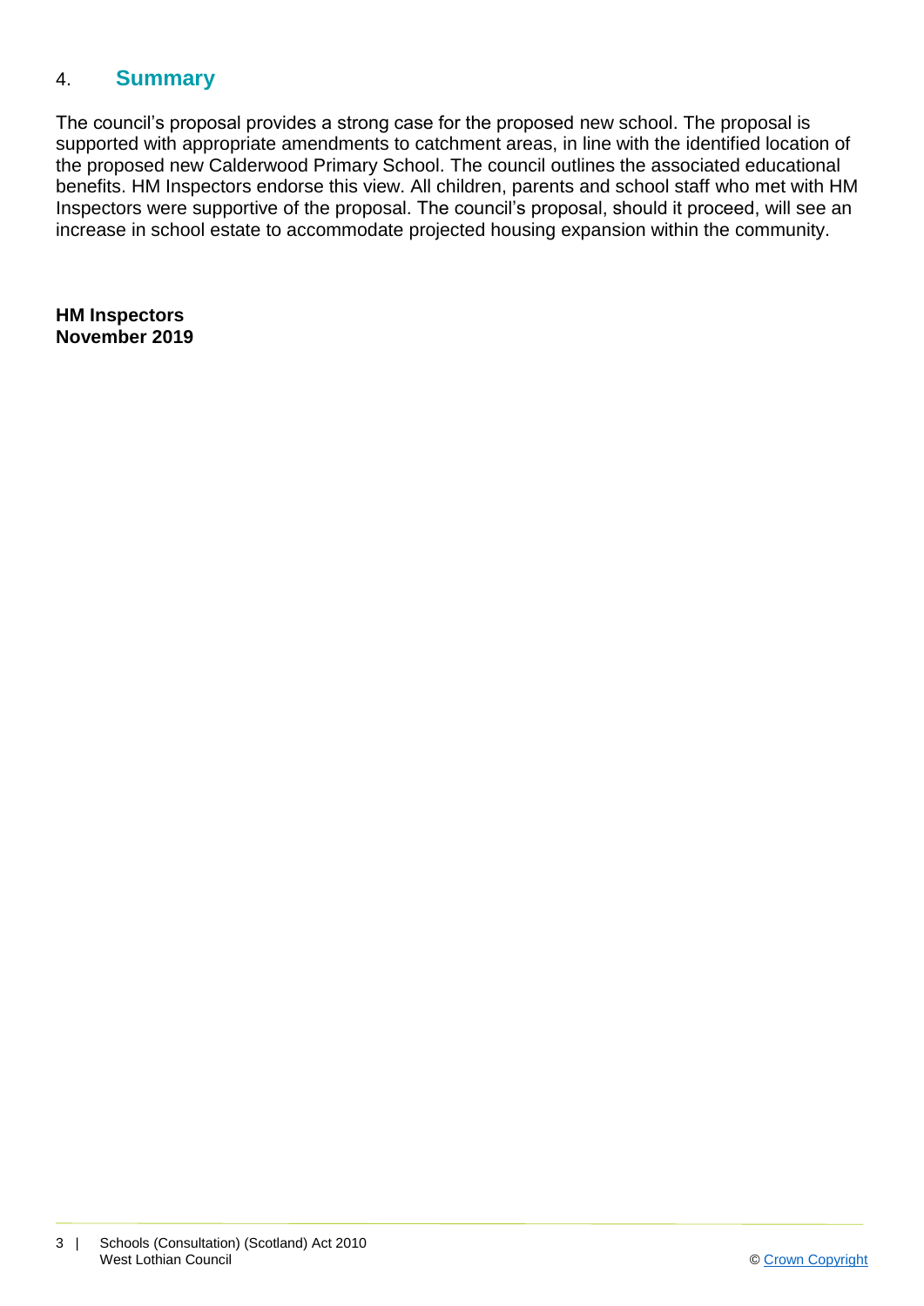## 4. Summary

The council's proposal provides a strong case for the proposed new school. The proposal is supported with appropriate amendments to catchment areas, in line with the identified location of the proposed new Calderwood Primary School. The council outlines the associated educational benefits. HM Inspectors endorse this view. All children, parents and school staff who met with HM Inspectors were supportive of the proposal. The council's proposal, should it proceed, will see an increase in school estate to accommodate projected housing expansion within the community.

**HM Inspectors**
**November 2019**